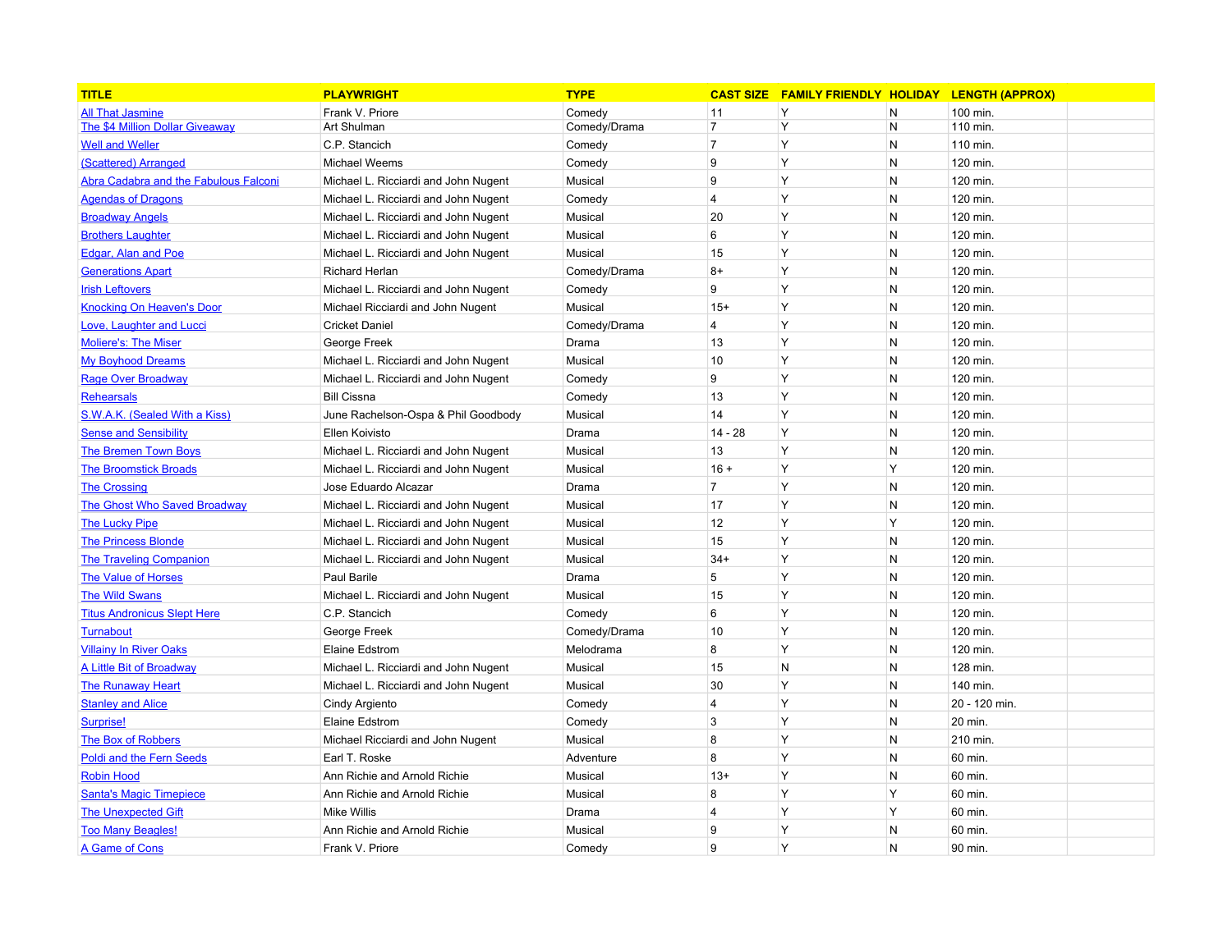| TITLE | PLAYWRIGHT | TYPE | CAST SIZE | FAMILY FRIENDLY | HOLIDAY | LENGTH (APPROX) |
|---|---|---|---|---|---|---|
| All That Jasmine | Frank V. Priore | Comedy | 11 | Y | N | 100 min. |
| The $4 Million Dollar Giveaway | Art Shulman | Comedy/Drama | 7 | Y | N | 110 min. |
| Well and Weller | C.P. Stancich | Comedy | 7 | Y | N | 110 min. |
| (Scattered) Arranged | Michael Weems | Comedy | 9 | Y | N | 120 min. |
| Abra Cadabra and the Fabulous Falconi | Michael L. Ricciardi and John Nugent | Musical | 9 | Y | N | 120 min. |
| Agendas of Dragons | Michael L. Ricciardi and John Nugent | Comedy | 4 | Y | N | 120 min. |
| Broadway Angels | Michael L. Ricciardi and John Nugent | Musical | 20 | Y | N | 120 min. |
| Brothers Laughter | Michael L. Ricciardi and John Nugent | Musical | 6 | Y | N | 120 min. |
| Edgar, Alan and Poe | Michael L. Ricciardi and John Nugent | Musical | 15 | Y | N | 120 min. |
| Generations Apart | Richard Herlan | Comedy/Drama | 8+ | Y | N | 120 min. |
| Irish Leftovers | Michael L. Ricciardi and John Nugent | Comedy | 9 | Y | N | 120 min. |
| Knocking On Heaven's Door | Michael Ricciardi and John Nugent | Musical | 15+ | Y | N | 120 min. |
| Love, Laughter and Lucci | Cricket Daniel | Comedy/Drama | 4 | Y | N | 120 min. |
| Moliere's: The Miser | George Freek | Drama | 13 | Y | N | 120 min. |
| My Boyhood Dreams | Michael L. Ricciardi and John Nugent | Musical | 10 | Y | N | 120 min. |
| Rage Over Broadway | Michael L. Ricciardi and John Nugent | Comedy | 9 | Y | N | 120 min. |
| Rehearsals | Bill Cissna | Comedy | 13 | Y | N | 120 min. |
| S.W.A.K. (Sealed With a Kiss) | June Rachelson-Ospa & Phil Goodbody | Musical | 14 | Y | N | 120 min. |
| Sense and Sensibility | Ellen Koivisto | Drama | 14 - 28 | Y | N | 120 min. |
| The Bremen Town Boys | Michael L. Ricciardi and John Nugent | Musical | 13 | Y | N | 120 min. |
| The Broomstick Broads | Michael L. Ricciardi and John Nugent | Musical | 16 + | Y | Y | 120 min. |
| The Crossing | Jose Eduardo Alcazar | Drama | 7 | Y | N | 120 min. |
| The Ghost Who Saved Broadway | Michael L. Ricciardi and John Nugent | Musical | 17 | Y | N | 120 min. |
| The Lucky Pipe | Michael L. Ricciardi and John Nugent | Musical | 12 | Y | Y | 120 min. |
| The Princess Blonde | Michael L. Ricciardi and John Nugent | Musical | 15 | Y | N | 120 min. |
| The Traveling Companion | Michael L. Ricciardi and John Nugent | Musical | 34+ | Y | N | 120 min. |
| The Value of Horses | Paul Barile | Drama | 5 | Y | N | 120 min. |
| The Wild Swans | Michael L. Ricciardi and John Nugent | Musical | 15 | Y | N | 120 min. |
| Titus Andronicus Slept Here | C.P. Stancich | Comedy | 6 | Y | N | 120 min. |
| Turnabout | George Freek | Comedy/Drama | 10 | Y | N | 120 min. |
| Villainy In River Oaks | Elaine Edstrom | Melodrama | 8 | Y | N | 120 min. |
| A Little Bit of Broadway | Michael L. Ricciardi and John Nugent | Musical | 15 | N | N | 128 min. |
| The Runaway Heart | Michael L. Ricciardi and John Nugent | Musical | 30 | Y | N | 140 min. |
| Stanley and Alice | Cindy Argiento | Comedy | 4 | Y | N | 20 - 120 min. |
| Surprise! | Elaine Edstrom | Comedy | 3 | Y | N | 20 min. |
| The Box of Robbers | Michael Ricciardi and John Nugent | Musical | 8 | Y | N | 210 min. |
| Poldi and the Fern Seeds | Earl T. Roske | Adventure | 8 | Y | N | 60 min. |
| Robin Hood | Ann Richie and Arnold Richie | Musical | 13+ | Y | N | 60 min. |
| Santa's Magic Timepiece | Ann Richie and Arnold Richie | Musical | 8 | Y | Y | 60 min. |
| The Unexpected Gift | Mike Willis | Drama | 4 | Y | Y | 60 min. |
| Too Many Beagles! | Ann Richie and Arnold Richie | Musical | 9 | Y | N | 60 min. |
| A Game of Cons | Frank V. Priore | Comedy | 9 | Y | N | 90 min. |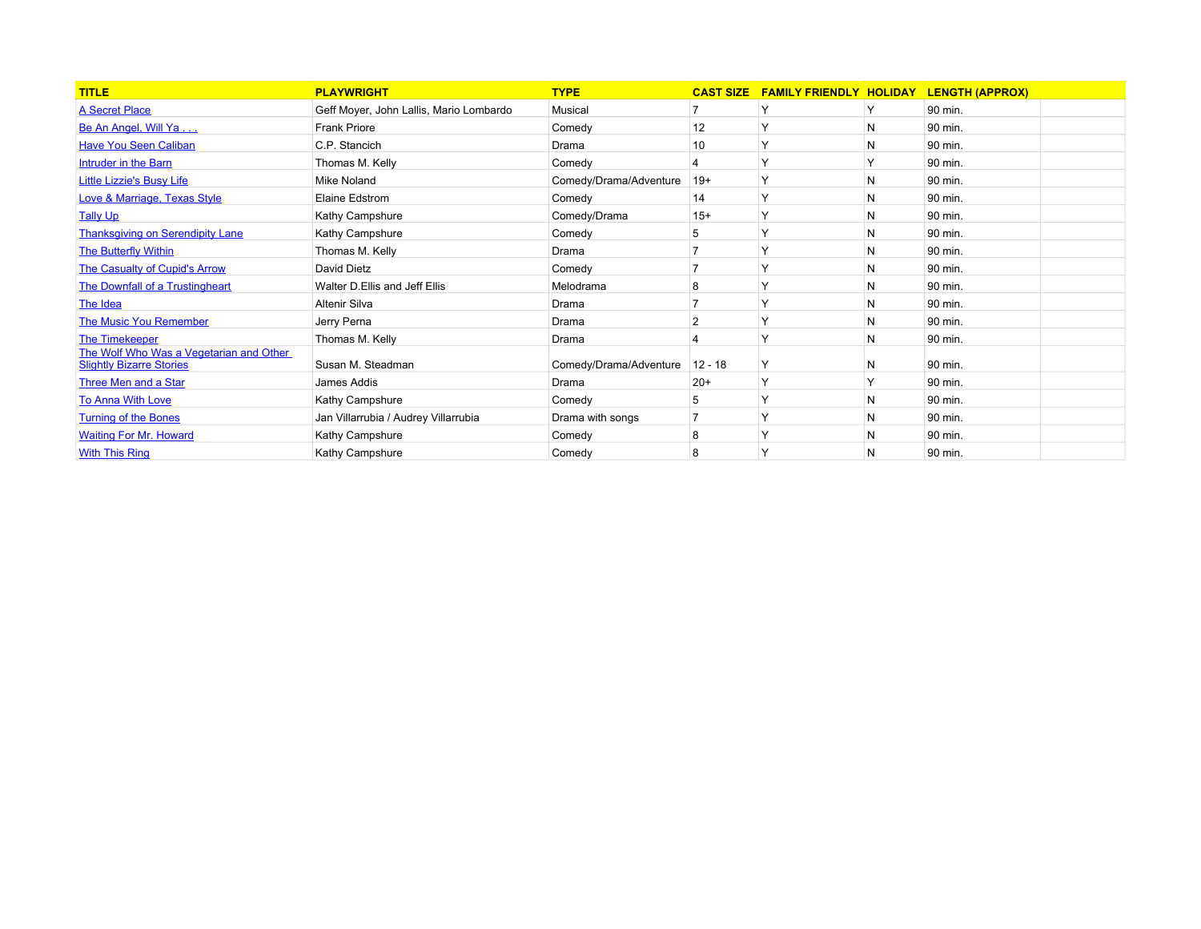| TITLE | PLAYWRIGHT | TYPE | CAST SIZE | FAMILY FRIENDLY | HOLIDAY | LENGTH (APPROX) |
|---|---|---|---|---|---|---|
| A Secret Place | Geff Moyer, John Lallis, Mario Lombardo | Musical | 7 | Y | Y | 90 min. |
| Be An Angel, Will Ya . . . | Frank Priore | Comedy | 12 | Y | N | 90 min. |
| Have You Seen Caliban | C.P. Stancich | Drama | 10 | Y | N | 90 min. |
| Intruder in the Barn | Thomas M. Kelly | Comedy | 4 | Y | Y | 90 min. |
| Little Lizzie's Busy Life | Mike Noland | Comedy/Drama/Adventure | 19+ | Y | N | 90 min. |
| Love & Marriage, Texas Style | Elaine Edstrom | Comedy | 14 | Y | N | 90 min. |
| Tally Up | Kathy Campshure | Comedy/Drama | 15+ | Y | N | 90 min. |
| Thanksgiving on Serendipity Lane | Kathy Campshure | Comedy | 5 | Y | N | 90 min. |
| The Butterfly Within | Thomas M. Kelly | Drama | 7 | Y | N | 90 min. |
| The Casualty of Cupid's Arrow | David Dietz | Comedy | 7 | Y | N | 90 min. |
| The Downfall of a Trustingheart | Walter D.Ellis and Jeff Ellis | Melodrama | 8 | Y | N | 90 min. |
| The Idea | Altenir Silva | Drama | 7 | Y | N | 90 min. |
| The Music You Remember | Jerry Perna | Drama | 2 | Y | N | 90 min. |
| The Timekeeper | Thomas M. Kelly | Drama | 4 | Y | N | 90 min. |
| The Wolf Who Was a Vegetarian and Other Slightly Bizarre Stories | Susan M. Steadman | Comedy/Drama/Adventure | 12 - 18 | Y | N | 90 min. |
| Three Men and a Star | James Addis | Drama | 20+ | Y | Y | 90 min. |
| To Anna With Love | Kathy Campshure | Comedy | 5 | Y | N | 90 min. |
| Turning of the Bones | Jan Villarrubia / Audrey Villarrubia | Drama with songs | 7 | Y | N | 90 min. |
| Waiting For Mr. Howard | Kathy Campshure | Comedy | 8 | Y | N | 90 min. |
| With This Ring | Kathy Campshure | Comedy | 8 | Y | N | 90 min. |